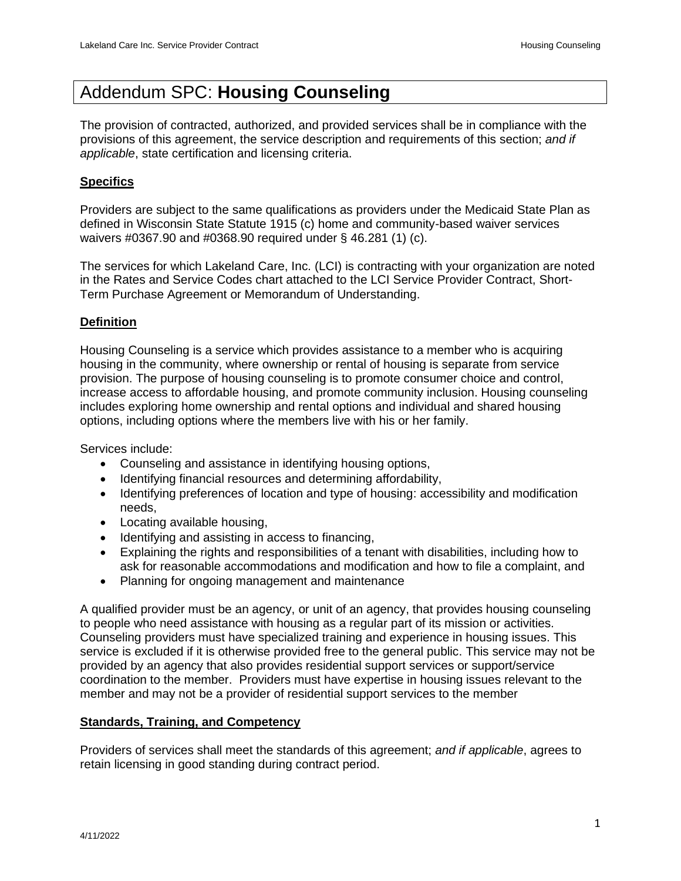# Addendum SPC: **Housing Counseling**

The provision of contracted, authorized, and provided services shall be in compliance with the provisions of this agreement, the service description and requirements of this section; *and if applicable*, state certification and licensing criteria.

## **Specifics**

Providers are subject to the same qualifications as providers under the Medicaid State Plan as defined in Wisconsin State Statute 1915 (c) home and community-based waiver services waivers #0367.90 and #0368.90 required under § 46.281 (1) (c).

The services for which Lakeland Care, Inc. (LCI) is contracting with your organization are noted in the Rates and Service Codes chart attached to the LCI Service Provider Contract, Short-Term Purchase Agreement or Memorandum of Understanding.

## **Definition**

Housing Counseling is a service which provides assistance to a member who is acquiring housing in the community, where ownership or rental of housing is separate from service provision. The purpose of housing counseling is to promote consumer choice and control, increase access to affordable housing, and promote community inclusion. Housing counseling includes exploring home ownership and rental options and individual and shared housing options, including options where the members live with his or her family.

Services include:

- Counseling and assistance in identifying housing options,
- Identifying financial resources and determining affordability,
- Identifying preferences of location and type of housing: accessibility and modification needs,
- Locating available housing,
- Identifying and assisting in access to financing,
- Explaining the rights and responsibilities of a tenant with disabilities, including how to ask for reasonable accommodations and modification and how to file a complaint, and
- Planning for ongoing management and maintenance

A qualified provider must be an agency, or unit of an agency, that provides housing counseling to people who need assistance with housing as a regular part of its mission or activities. Counseling providers must have specialized training and experience in housing issues. This service is excluded if it is otherwise provided free to the general public. This service may not be provided by an agency that also provides residential support services or support/service coordination to the member. Providers must have expertise in housing issues relevant to the member and may not be a provider of residential support services to the member

## **Standards, Training, and Competency**

Providers of services shall meet the standards of this agreement; *and if applicable*, agrees to retain licensing in good standing during contract period.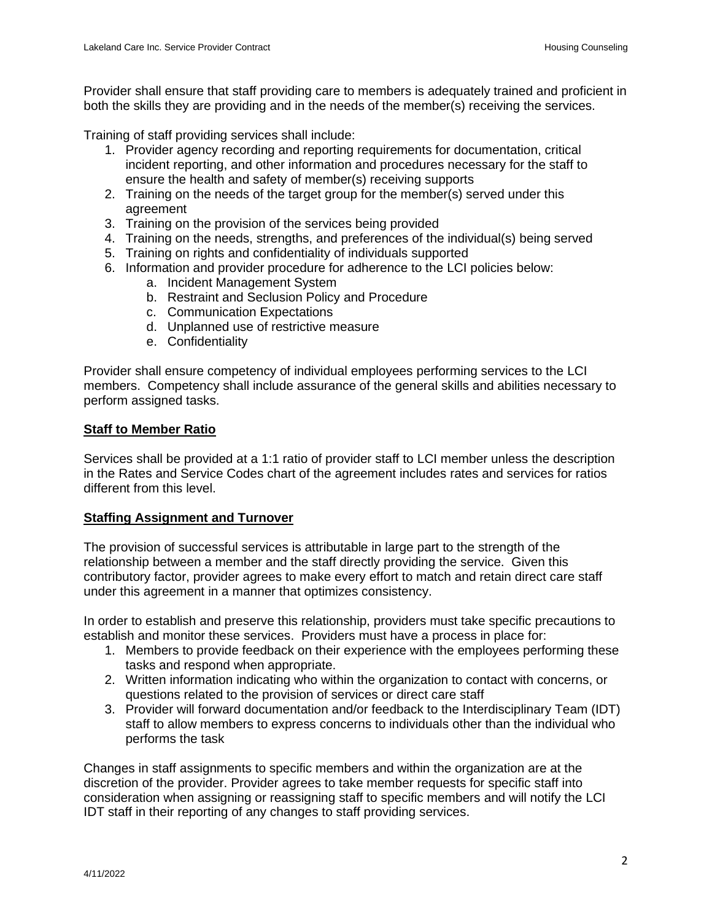Provider shall ensure that staff providing care to members is adequately trained and proficient in both the skills they are providing and in the needs of the member(s) receiving the services.

Training of staff providing services shall include:

1. Provider agency recording and reporting requirements for documentation, critical incident reporting, and other information and procedures necessary for the staff to ensure the health and safety of member(s) receiving supports
2. Training on the needs of the target group for the member(s) served under this agreement
3. Training on the provision of the services being provided
4. Training on the needs, strengths, and preferences of the individual(s) being served
5. Training on rights and confidentiality of individuals supported
6. Information and provider procedure for adherence to the LCI policies below:
   a. Incident Management System
   b. Restraint and Seclusion Policy and Procedure
   c. Communication Expectations
   d. Unplanned use of restrictive measure
   e. Confidentiality

Provider shall ensure competency of individual employees performing services to the LCI members. Competency shall include assurance of the general skills and abilities necessary to perform assigned tasks.

**Staff to Member Ratio**

Services shall be provided at a 1:1 ratio of provider staff to LCI member unless the description in the Rates and Service Codes chart of the agreement includes rates and services for ratios different from this level.

**Staffing Assignment and Turnover**

The provision of successful services is attributable in large part to the strength of the relationship between a member and the staff directly providing the service. Given this contributory factor, provider agrees to make every effort to match and retain direct care staff under this agreement in a manner that optimizes consistency.

In order to establish and preserve this relationship, providers must take specific precautions to establish and monitor these services. Providers must have a process in place for:

1. Members to provide feedback on their experience with the employees performing these tasks and respond when appropriate.
2. Written information indicating who within the organization to contact with concerns, or questions related to the provision of services or direct care staff
3. Provider will forward documentation and/or feedback to the Interdisciplinary Team (IDT) staff to allow members to express concerns to individuals other than the individual who performs the task

Changes in staff assignments to specific members and within the organization are at the discretion of the provider. Provider agrees to take member requests for specific staff into consideration when assigning or reassigning staff to specific members and will notify the LCI IDT staff in their reporting of any changes to staff providing services.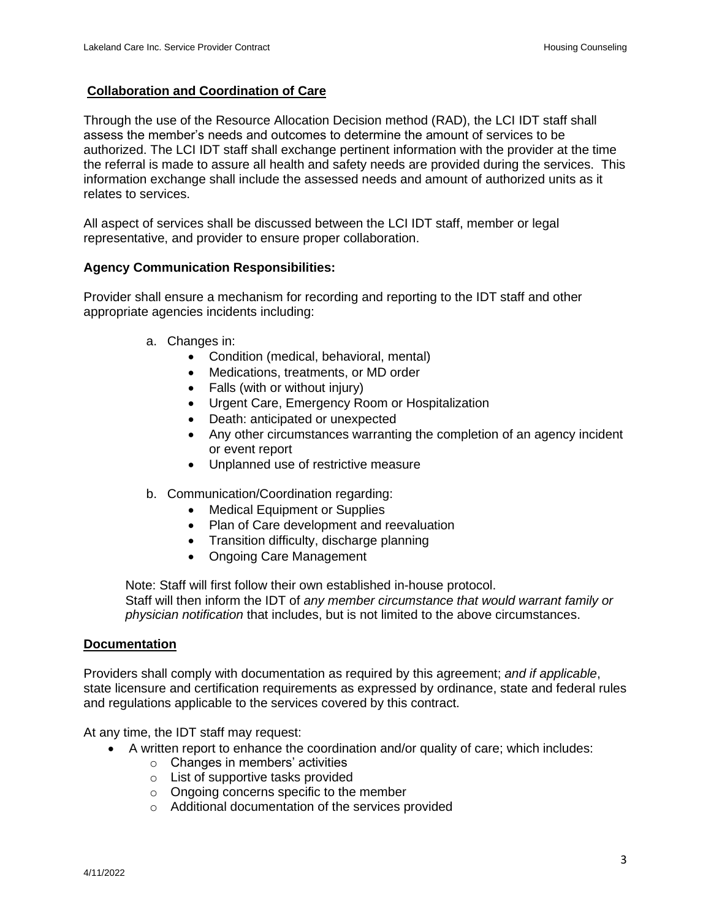## Collaboration and Coordination of Care

Through the use of the Resource Allocation Decision method (RAD), the LCI IDT staff shall assess the member's needs and outcomes to determine the amount of services to be authorized. The LCI IDT staff shall exchange pertinent information with the provider at the time the referral is made to assure all health and safety needs are provided during the services. This information exchange shall include the assessed needs and amount of authorized units as it relates to services.

All aspect of services shall be discussed between the LCI IDT staff, member or legal representative, and provider to ensure proper collaboration.

**Agency Communication Responsibilities:**

Provider shall ensure a mechanism for recording and reporting to the IDT staff and other appropriate agencies incidents including:

a. Changes in:
   - Condition (medical, behavioral, mental)
   - Medications, treatments, or MD order
   - Falls (with or without injury)
   - Urgent Care, Emergency Room or Hospitalization
   - Death: anticipated or unexpected
   - Any other circumstances warranting the completion of an agency incident or event report
   - Unplanned use of restrictive measure

b. Communication/Coordination regarding:
   - Medical Equipment or Supplies
   - Plan of Care development and reevaluation
   - Transition difficulty, discharge planning
   - Ongoing Care Management

Note: Staff will first follow their own established in-house protocol.
Staff will then inform the IDT of *any member circumstance that would warrant family or physician notification* that includes, but is not limited to the above circumstances.

## Documentation

Providers shall comply with documentation as required by this agreement; *and if applicable*, state licensure and certification requirements as expressed by ordinance, state and federal rules and regulations applicable to the services covered by this contract.

At any time, the IDT staff may request:

- A written report to enhance the coordination and/or quality of care; which includes:
  - Changes in members' activities
  - List of supportive tasks provided
  - Ongoing concerns specific to the member
  - Additional documentation of the services provided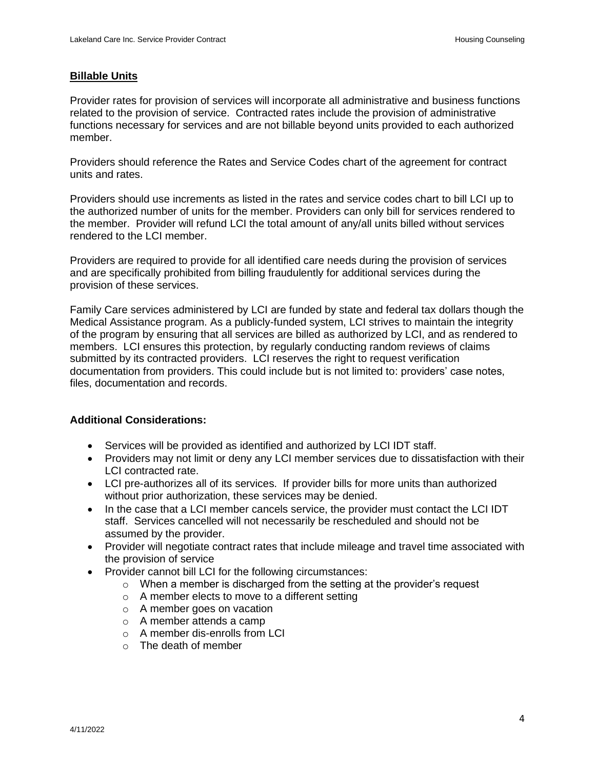## Billable Units

Provider rates for provision of services will incorporate all administrative and business functions related to the provision of service. Contracted rates include the provision of administrative functions necessary for services and are not billable beyond units provided to each authorized member.

Providers should reference the Rates and Service Codes chart of the agreement for contract units and rates.

Providers should use increments as listed in the rates and service codes chart to bill LCI up to the authorized number of units for the member. Providers can only bill for services rendered to the member. Provider will refund LCI the total amount of any/all units billed without services rendered to the LCI member.

Providers are required to provide for all identified care needs during the provision of services and are specifically prohibited from billing fraudulently for additional services during the provision of these services.

Family Care services administered by LCI are funded by state and federal tax dollars though the Medical Assistance program. As a publicly-funded system, LCI strives to maintain the integrity of the program by ensuring that all services are billed as authorized by LCI, and as rendered to members. LCI ensures this protection, by regularly conducting random reviews of claims submitted by its contracted providers. LCI reserves the right to request verification documentation from providers. This could include but is not limited to: providers' case notes, files, documentation and records.

**Additional Considerations:**

- Services will be provided as identified and authorized by LCI IDT staff.
- Providers may not limit or deny any LCI member services due to dissatisfaction with their LCI contracted rate.
- LCI pre-authorizes all of its services. If provider bills for more units than authorized without prior authorization, these services may be denied.
- In the case that a LCI member cancels service, the provider must contact the LCI IDT staff. Services cancelled will not necessarily be rescheduled and should not be assumed by the provider.
- Provider will negotiate contract rates that include mileage and travel time associated with the provision of service
- Provider cannot bill LCI for the following circumstances:
  - When a member is discharged from the setting at the provider's request
  - A member elects to move to a different setting
  - A member goes on vacation
  - A member attends a camp
  - A member dis-enrolls from LCI
  - The death of member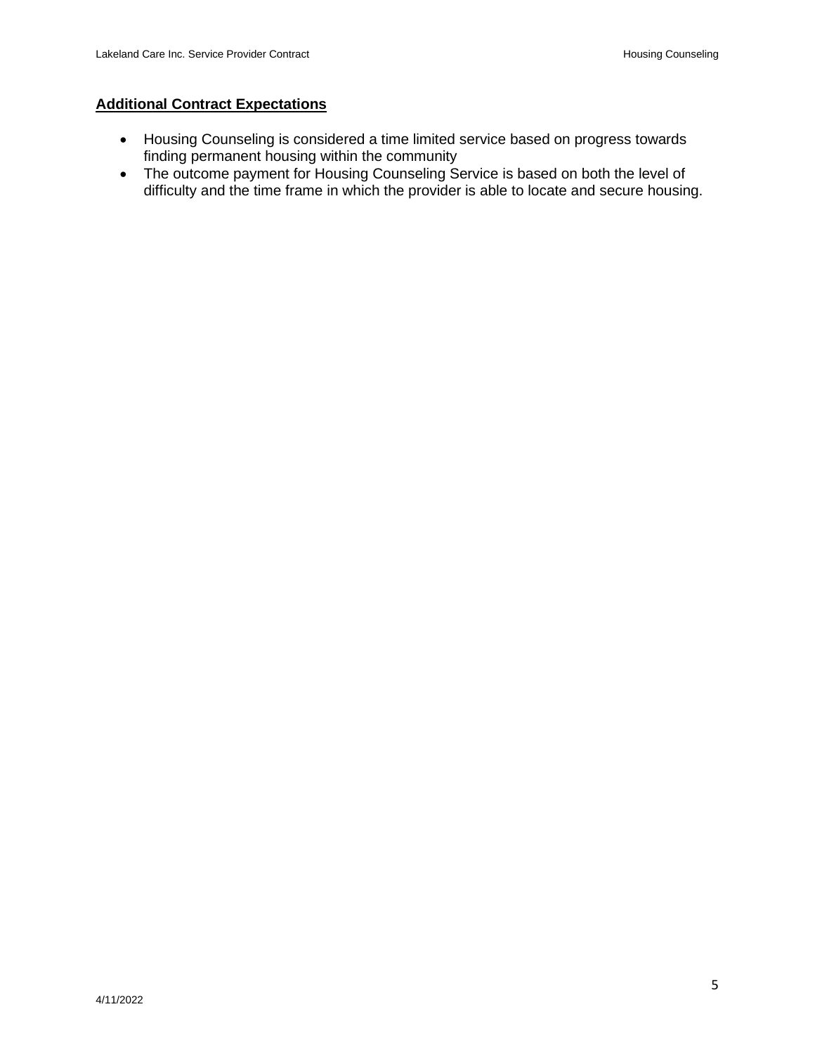## Additional Contract Expectations

- Housing Counseling is considered a time limited service based on progress towards finding permanent housing within the community
- The outcome payment for Housing Counseling Service is based on both the level of difficulty and the time frame in which the provider is able to locate and secure housing.